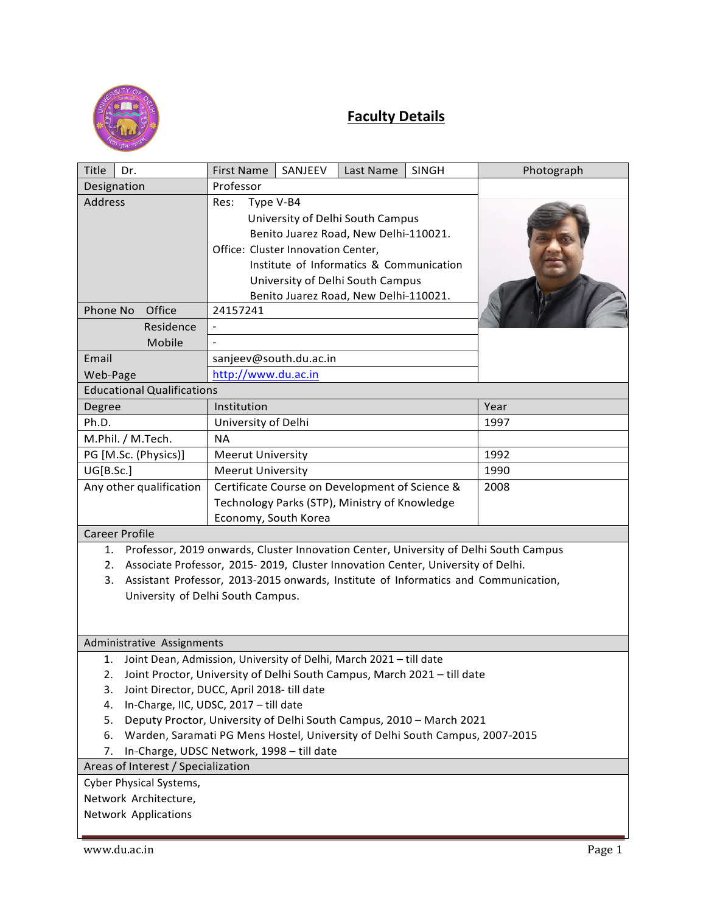# Faculty Details

| Title | Dr. | First Name | SANJEEV | Last Name | SINGH | Photograph |
|---|---|---|---|---|---|---|
| Designation | | Professor | | | | |
| Address | | Res: Type V-B4<br>University of Delhi South Campus<br>Benito Juarez Road, New Delhi-110021.<br>Office: Cluster Innovation Center,<br>Institute of Informatics & Communication<br>University of Delhi South Campus<br>Benito Juarez Road, New Delhi-110021. | | | | |
| Phone No | Office | 24157241 | | | | |
| | Residence | - | | | | |
| | Mobile | - | | | | |
| Email | | sanjeev@south.du.ac.in | | | | |
| Web-Page | | http://www.du.ac.in | | | | |

**Educational Qualifications**

| Degree | Institution | Year |
|---|---|---|
| Ph.D. | University of Delhi | 1997 |
| M.Phil. / M.Tech. | NA | |
| PG [M.Sc. (Physics)] | Meerut University | 1992 |
| UG[B.Sc.] | Meerut University | 1990 |
| Any other qualification | Certificate Course on Development of Science & Technology Parks (STP), Ministry of Knowledge Economy, South Korea | 2008 |

**Career Profile**

1. Professor, 2019 onwards, Cluster Innovation Center, University of Delhi South Campus
2. Associate Professor, 2015- 2019, Cluster Innovation Center, University of Delhi.
3. Assistant Professor, 2013-2015 onwards, Institute of Informatics and Communication, University of Delhi South Campus.

**Administrative Assignments**

1. Joint Dean, Admission, University of Delhi, March 2021 – till date
2. Joint Proctor, University of Delhi South Campus, March 2021 – till date
3. Joint Director, DUCC, April 2018- till date
4. In-Charge, IIC, UDSC, 2017 – till date
5. Deputy Proctor, University of Delhi South Campus, 2010 – March 2021
6. Warden, Saramati PG Mens Hostel, University of Delhi South Campus, 2007-2015
7. In-Charge, UDSC Network, 1998 – till date

**Areas of Interest / Specialization**

Cyber Physical Systems,
Network Architecture,
Network Applications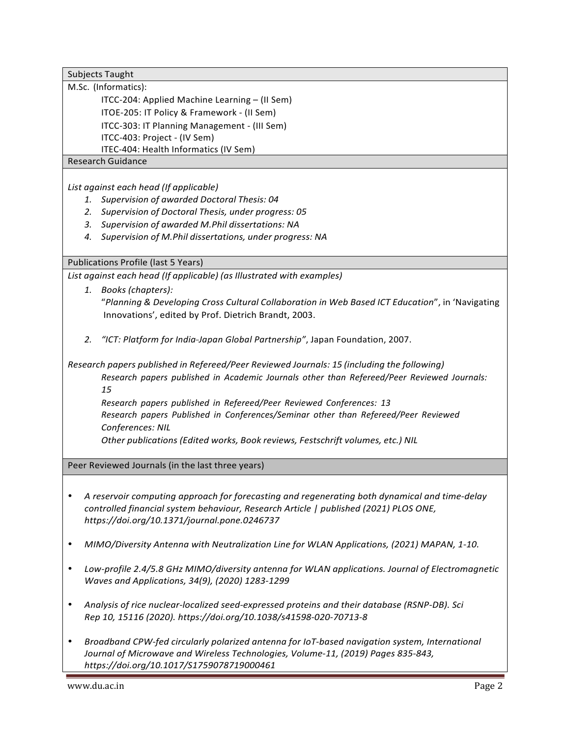## Subjects Taught

M.Sc. (Informatics):

- ITCC-204: Applied Machine Learning – (II Sem)
- ITOE-205: IT Policy & Framework - (II Sem)
- ITCC-303: IT Planning Management - (III Sem)
- ITCC-403: Project - (IV Sem)
- ITEC-404: Health Informatics (IV Sem)

## Research Guidance

*List against each head (If applicable)*

1. *Supervision of awarded Doctoral Thesis: 04*
2. *Supervision of Doctoral Thesis, under progress: 05*
3. *Supervision of awarded M.Phil dissertations: NA*
4. *Supervision of M.Phil dissertations, under progress: NA*

## Publications Profile (last 5 Years)

*List against each head (If applicable) (as Illustrated with examples)*

1. *Books (chapters):*
   "*Planning & Developing Cross Cultural Collaboration in Web Based ICT Education*", in 'Navigating Innovations', edited by Prof. Dietrich Brandt, 2003.

2. *"ICT: Platform for India-Japan Global Partnership"*, Japan Foundation, 2007.

*Research papers published in Refereed/Peer Reviewed Journals: 15 (including the following)*

*Research papers published in Academic Journals other than Refereed/Peer Reviewed Journals: 15*

*Research papers published in Refereed/Peer Reviewed Conferences: 13*

*Research papers Published in Conferences/Seminar other than Refereed/Peer Reviewed Conferences: NIL*

*Other publications (Edited works, Book reviews, Festschrift volumes, etc.) NIL*

## Peer Reviewed Journals (in the last three years)

- *A reservoir computing approach for forecasting and regenerating both dynamical and time-delay controlled financial system behaviour, Research Article | published (2021) PLOS ONE, https://doi.org/10.1371/journal.pone.0246737*
- *MIMO/Diversity Antenna with Neutralization Line for WLAN Applications, (2021) MAPAN, 1-10.*
- *Low-profile 2.4/5.8 GHz MIMO/diversity antenna for WLAN applications. Journal of Electromagnetic Waves and Applications, 34(9), (2020) 1283-1299*
- *Analysis of rice nuclear-localized seed-expressed proteins and their database (RSNP-DB). Sci Rep 10, 15116 (2020). https://doi.org/10.1038/s41598-020-70713-8*
- *Broadband CPW-fed circularly polarized antenna for IoT-based navigation system, International Journal of Microwave and Wireless Technologies, Volume-11, (2019) Pages 835-843, https://doi.org/10.1017/S1759078719000461*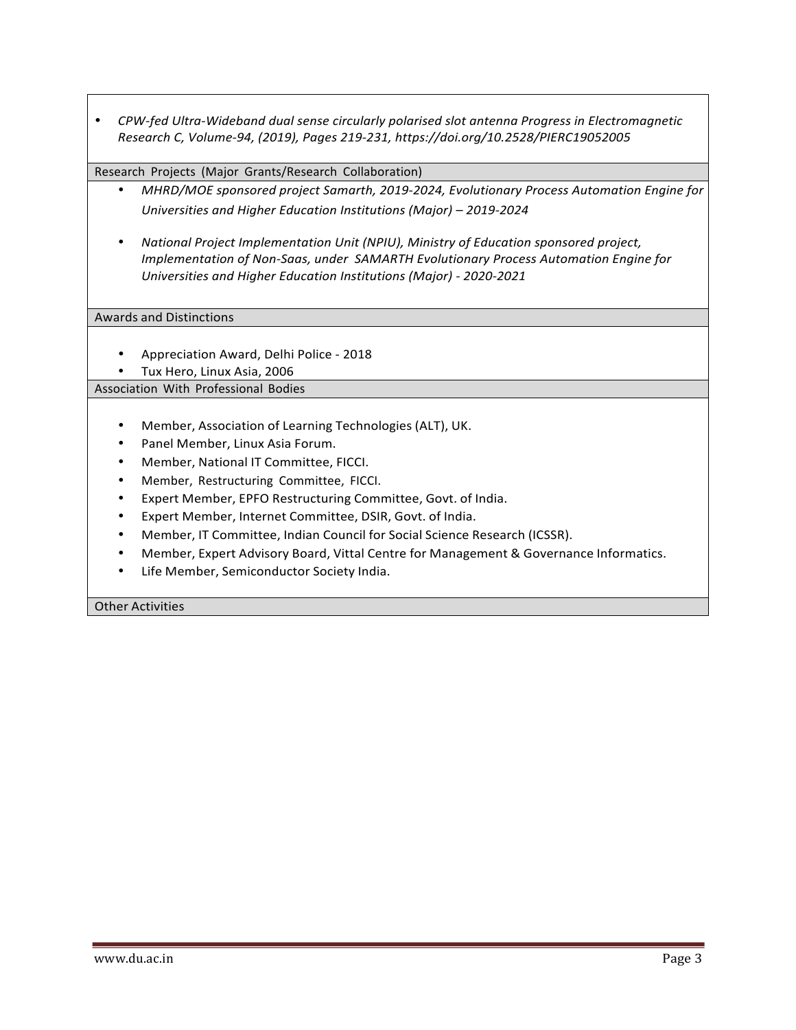- *CPW-fed Ultra-Wideband dual sense circularly polarised slot antenna Progress in Electromagnetic Research C, Volume-94, (2019), Pages 219-231, https://doi.org/10.2528/PIERC19052005*

## Research Projects (Major Grants/Research Collaboration)

- *MHRD/MOE sponsored project Samarth, 2019-2024, Evolutionary Process Automation Engine for Universities and Higher Education Institutions (Major) – 2019-2024*
- *National Project Implementation Unit (NPIU), Ministry of Education sponsored project, Implementation of Non-Saas, under SAMARTH Evolutionary Process Automation Engine for Universities and Higher Education Institutions (Major) - 2020-2021*

## Awards and Distinctions

- Appreciation Award, Delhi Police - 2018
- Tux Hero, Linux Asia, 2006

## Association With Professional Bodies

- Member, Association of Learning Technologies (ALT), UK.
- Panel Member, Linux Asia Forum.
- Member, National IT Committee, FICCI.
- Member, Restructuring Committee, FICCI.
- Expert Member, EPFO Restructuring Committee, Govt. of India.
- Expert Member, Internet Committee, DSIR, Govt. of India.
- Member, IT Committee, Indian Council for Social Science Research (ICSSR).
- Member, Expert Advisory Board, Vittal Centre for Management & Governance Informatics.
- Life Member, Semiconductor Society India.

## Other Activities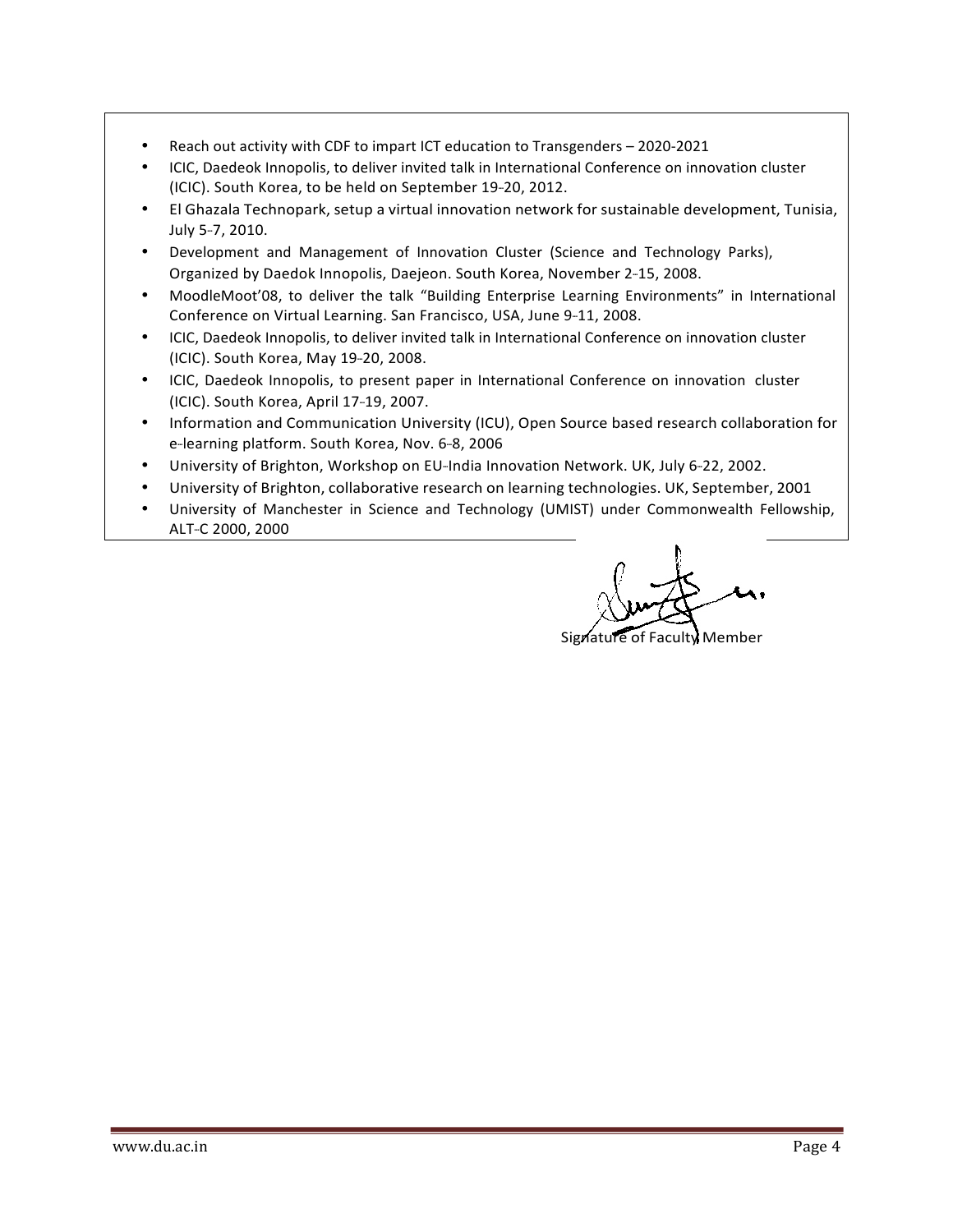- Reach out activity with CDF to impart ICT education to Transgenders – 2020-2021
- ICIC, Daedeok Innopolis, to deliver invited talk in International Conference on innovation cluster (ICIC). South Korea, to be held on September 19-20, 2012.
- El Ghazala Technopark, setup a virtual innovation network for sustainable development, Tunisia, July 5-7, 2010.
- Development and Management of Innovation Cluster (Science and Technology Parks), Organized by Daedok Innopolis, Daejeon. South Korea, November 2-15, 2008.
- MoodleMoot'08, to deliver the talk "Building Enterprise Learning Environments" in International Conference on Virtual Learning. San Francisco, USA, June 9-11, 2008.
- ICIC, Daedeok Innopolis, to deliver invited talk in International Conference on innovation cluster (ICIC). South Korea, May 19-20, 2008.
- ICIC, Daedeok Innopolis, to present paper in International Conference on innovation cluster (ICIC). South Korea, April 17-19, 2007.
- Information and Communication University (ICU), Open Source based research collaboration for e-learning platform. South Korea, Nov. 6-8, 2006
- University of Brighton, Workshop on EU-India Innovation Network. UK, July 6-22, 2002.
- University of Brighton, collaborative research on learning technologies. UK, September, 2001
- University of Manchester in Science and Technology (UMIST) under Commonwealth Fellowship, ALT-C 2000, 2000

Signature of Faculty Member